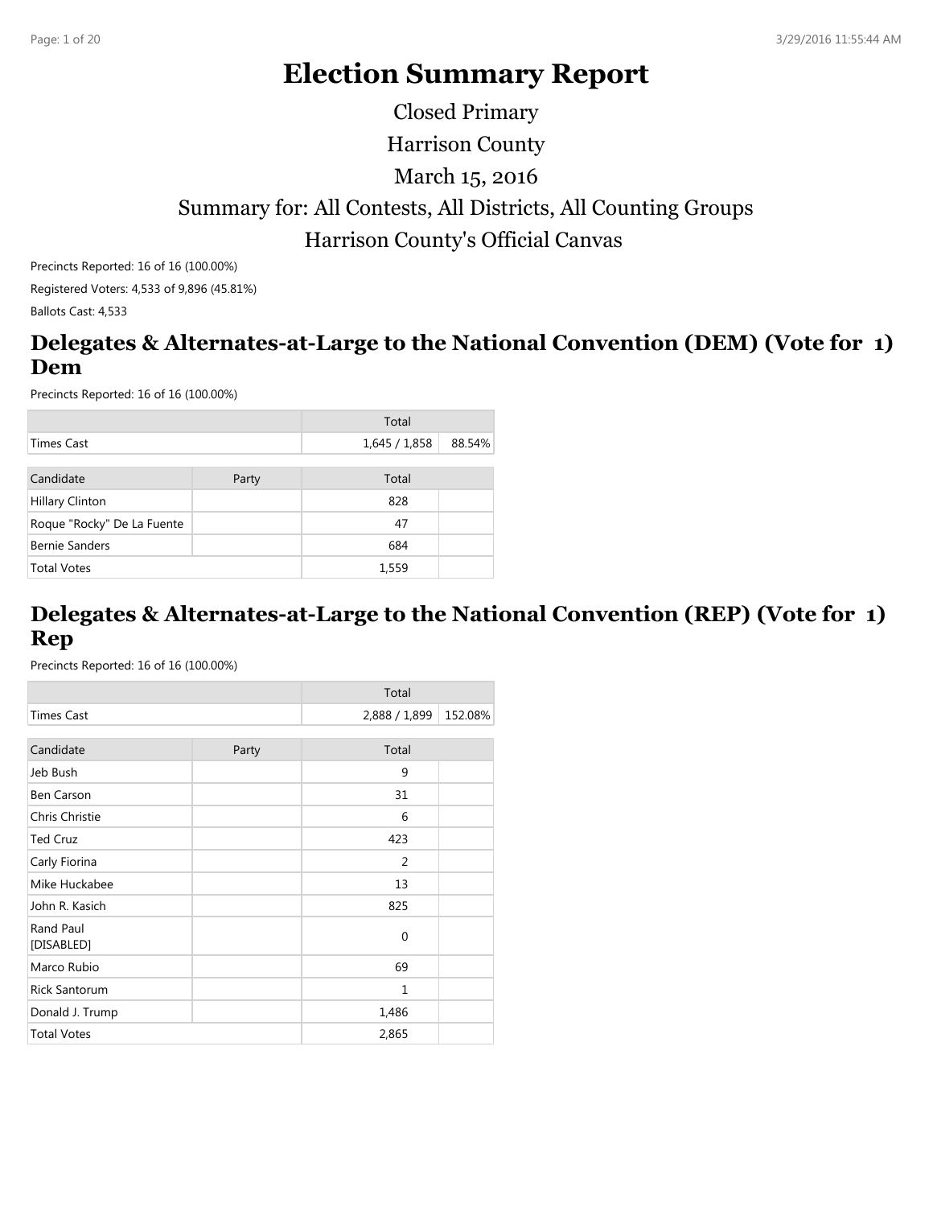# Election Summary Report

Closed Primary

Harrison County

March 15, 2016

Summary for: All Contests, All Districts, All Counting Groups

Harrison County's Official Canvas

Precincts Reported: 16 of 16 (100.00%)

Registered Voters: 4,533 of 9,896 (45.81%)

Ballots Cast: 4,533

## Delegates & Alternates-at-Large to the National Convention (DEM) (Vote for 1) Dem

Precincts Reported: 16 of 16 (100.00%)

| | Total | |
|---|---|---|
| Times Cast | 1,645 / 1,858 | 88.54% |

| Candidate | Party | Total | |
|---|---|---|---|
| Hillary Clinton | | 828 | |
| Roque "Rocky" De La Fuente | | 47 | |
| Bernie Sanders | | 684 | |
| Total Votes | | 1,559 | |

## Delegates & Alternates-at-Large to the National Convention (REP) (Vote for 1) Rep

Precincts Reported: 16 of 16 (100.00%)

| | Total | |
|---|---|---|
| Times Cast | 2,888 / 1,899 | 152.08% |

| Candidate | Party | Total | |
|---|---|---|---|
| Jeb Bush | | 9 | |
| Ben Carson | | 31 | |
| Chris Christie | | 6 | |
| Ted Cruz | | 423 | |
| Carly Fiorina | | 2 | |
| Mike Huckabee | | 13 | |
| John R. Kasich | | 825 | |
| Rand Paul [DISABLED] | | 0 | |
| Marco Rubio | | 69 | |
| Rick Santorum | | 1 | |
| Donald J. Trump | | 1,486 | |
| Total Votes | | 2,865 | |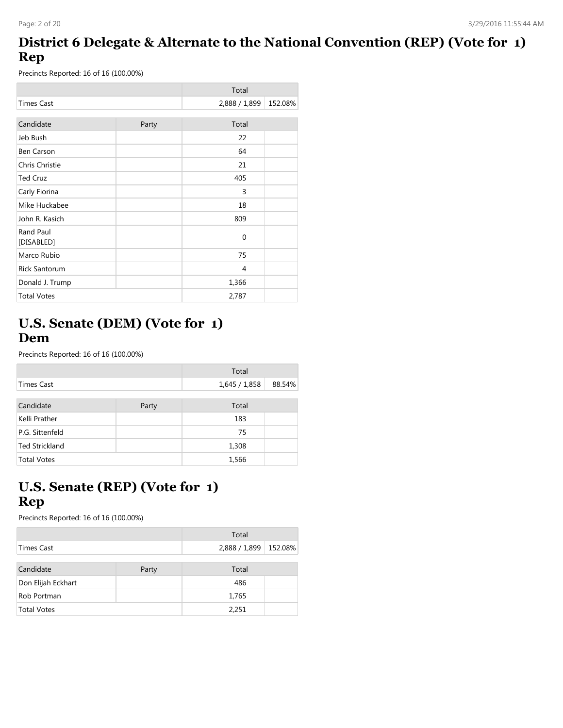## District 6 Delegate & Alternate to the National Convention (REP) (Vote for 1) Rep

Precincts Reported: 16 of 16 (100.00%)

| | Total | |
|---|---|---|
| Times Cast | 2,888 / 1,899 | 152.08% |

| Candidate | Party | Total | |
|---|---|---|---|
| Jeb Bush | | 22 | |
| Ben Carson | | 64 | |
| Chris Christie | | 21 | |
| Ted Cruz | | 405 | |
| Carly Fiorina | | 3 | |
| Mike Huckabee | | 18 | |
| John R. Kasich | | 809 | |
| Rand Paul [DISABLED] | | 0 | |
| Marco Rubio | | 75 | |
| Rick Santorum | | 4 | |
| Donald J. Trump | | 1,366 | |
| Total Votes | | 2,787 | |

## U.S. Senate (DEM) (Vote for 1) Dem

Precincts Reported: 16 of 16 (100.00%)

| | Total | |
|---|---|---|
| Times Cast | 1,645 / 1,858 | 88.54% |

| Candidate | Party | Total | |
|---|---|---|---|
| Kelli Prather | | 183 | |
| P.G. Sittenfeld | | 75 | |
| Ted Strickland | | 1,308 | |
| Total Votes | | 1,566 | |

## U.S. Senate (REP) (Vote for 1) Rep

Precincts Reported: 16 of 16 (100.00%)

| | Total | |
|---|---|---|
| Times Cast | 2,888 / 1,899 | 152.08% |

| Candidate | Party | Total | |
|---|---|---|---|
| Don Elijah Eckhart | | 486 | |
| Rob Portman | | 1,765 | |
| Total Votes | | 2,251 | |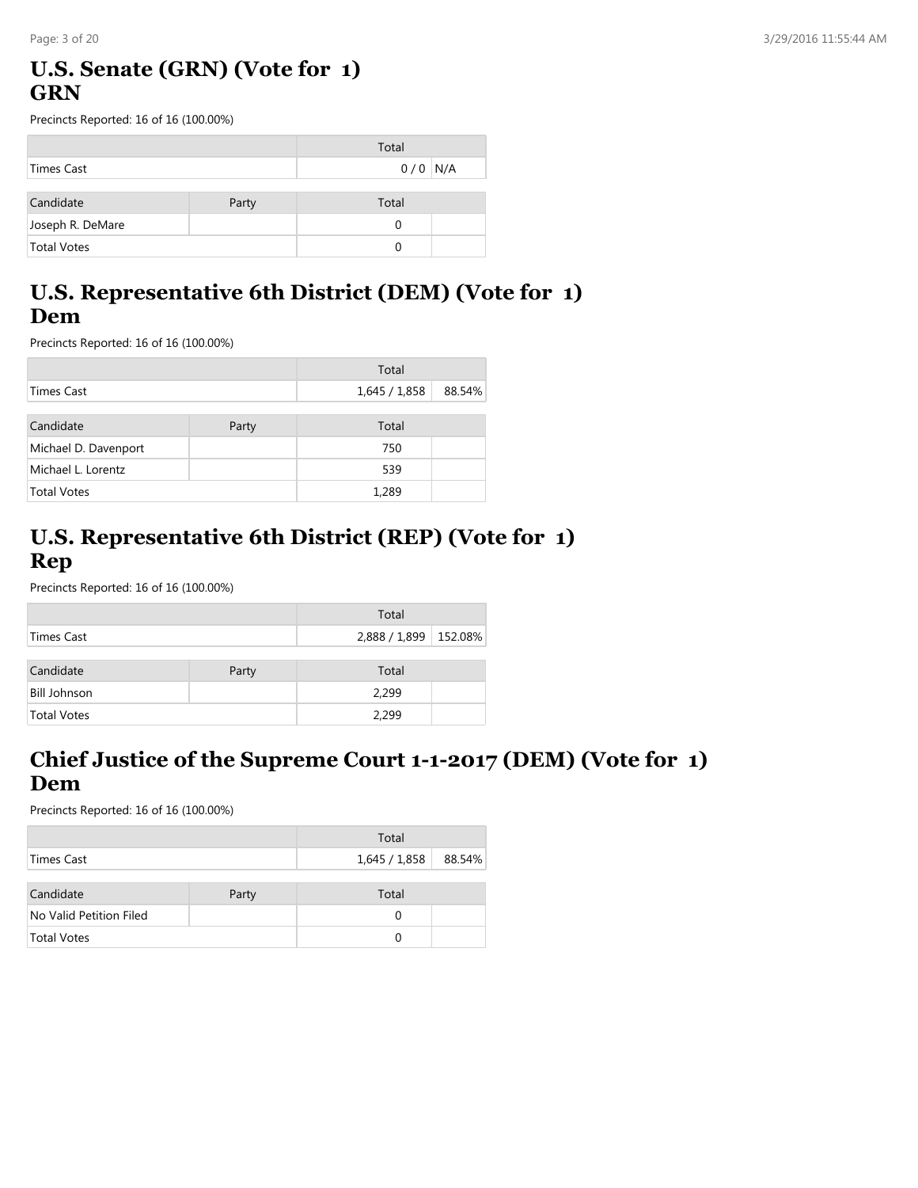# U.S. Senate (GRN) (Vote for 1)
# GRN

Precincts Reported: 16 of 16 (100.00%)

| | Total | |
|---|---|---|
| Times Cast | 0 / 0 | N/A |

| Candidate | Party | Total | |
|---|---|---|---|
| Joseph R. DeMare | | 0 | |
| Total Votes | | 0 | |

# U.S. Representative 6th District (DEM) (Vote for 1)
# Dem

Precincts Reported: 16 of 16 (100.00%)

| | Total | |
|---|---|---|
| Times Cast | 1,645 / 1,858 | 88.54% |

| Candidate | Party | Total | |
|---|---|---|---|
| Michael D. Davenport | | 750 | |
| Michael L. Lorentz | | 539 | |
| Total Votes | | 1,289 | |

# U.S. Representative 6th District (REP) (Vote for 1)
# Rep

Precincts Reported: 16 of 16 (100.00%)

| | Total | |
|---|---|---|
| Times Cast | 2,888 / 1,899 | 152.08% |

| Candidate | Party | Total | |
|---|---|---|---|
| Bill Johnson | | 2,299 | |
| Total Votes | | 2,299 | |

# Chief Justice of the Supreme Court 1-1-2017 (DEM) (Vote for 1)
# Dem

Precincts Reported: 16 of 16 (100.00%)

| | Total | |
|---|---|---|
| Times Cast | 1,645 / 1,858 | 88.54% |

| Candidate | Party | Total | |
|---|---|---|---|
| No Valid Petition Filed | | 0 | |
| Total Votes | | 0 | |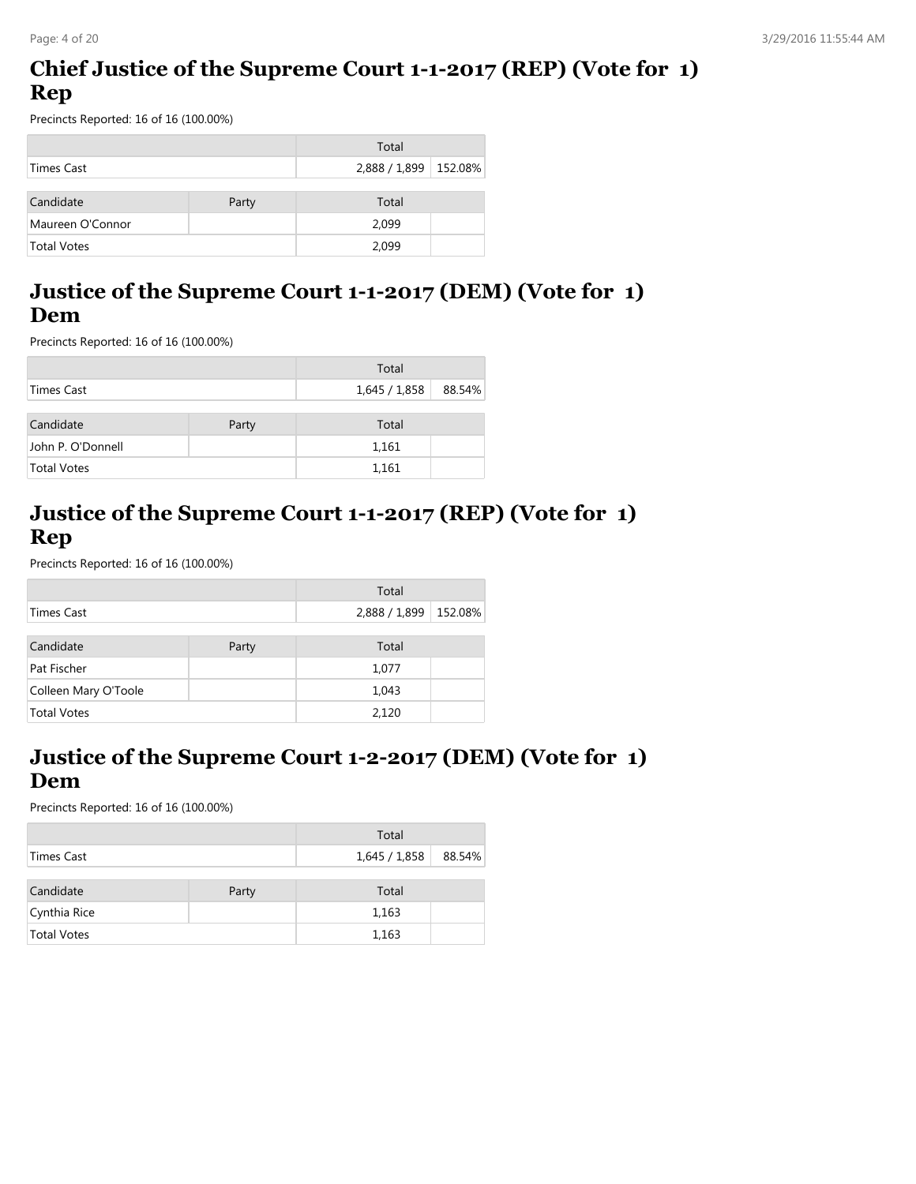## Chief Justice of the Supreme Court 1-1-2017 (REP) (Vote for 1) Rep

Precincts Reported: 16 of 16 (100.00%)

| | Total | |
|---|---|---|
| Times Cast | 2,888 / 1,899 | 152.08% |

| Candidate | Party | Total | |
|---|---|---|---|
| Maureen O'Connor | | 2,099 | |
| Total Votes | | 2,099 | |

## Justice of the Supreme Court 1-1-2017 (DEM) (Vote for 1) Dem

Precincts Reported: 16 of 16 (100.00%)

| | Total | |
|---|---|---|
| Times Cast | 1,645 / 1,858 | 88.54% |

| Candidate | Party | Total | |
|---|---|---|---|
| John P. O'Donnell | | 1,161 | |
| Total Votes | | 1,161 | |

## Justice of the Supreme Court 1-1-2017 (REP) (Vote for 1) Rep

Precincts Reported: 16 of 16 (100.00%)

| | Total | |
|---|---|---|
| Times Cast | 2,888 / 1,899 | 152.08% |

| Candidate | Party | Total | |
|---|---|---|---|
| Pat Fischer | | 1,077 | |
| Colleen Mary O'Toole | | 1,043 | |
| Total Votes | | 2,120 | |

## Justice of the Supreme Court 1-2-2017 (DEM) (Vote for 1) Dem

Precincts Reported: 16 of 16 (100.00%)

| | Total | |
|---|---|---|
| Times Cast | 1,645 / 1,858 | 88.54% |

| Candidate | Party | Total | |
|---|---|---|---|
| Cynthia Rice | | 1,163 | |
| Total Votes | | 1,163 | |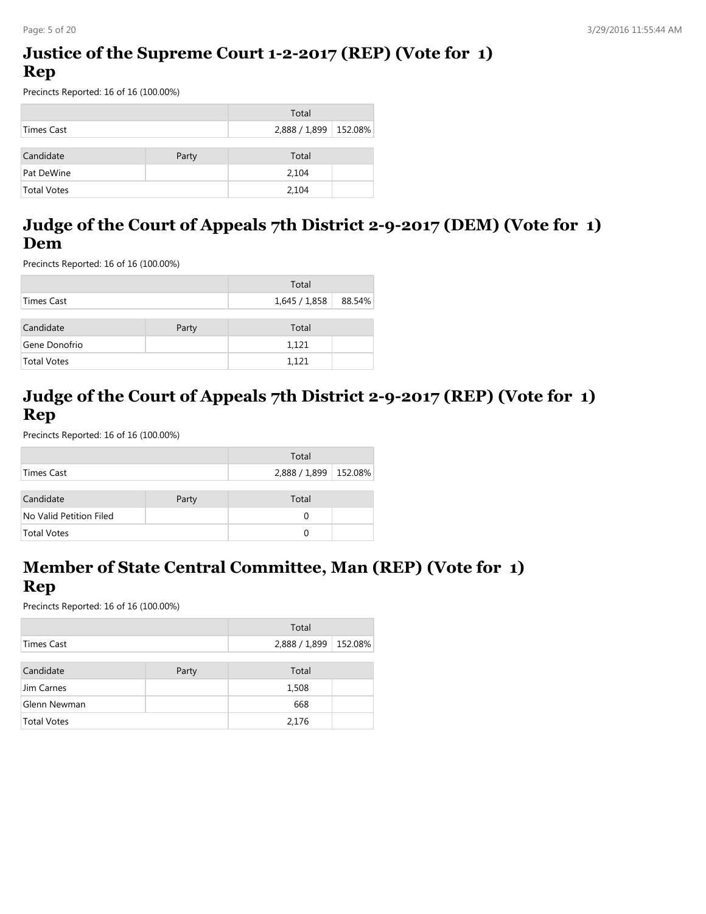## Justice of the Supreme Court 1-2-2017 (REP) (Vote for 1) Rep

Precincts Reported: 16 of 16 (100.00%)

| | Total | |
|---|---|---|
| Times Cast | 2,888 / 1,899 | 152.08% |

| Candidate | Party | Total | |
|---|---|---|---|
| Pat DeWine | | 2,104 | |
| Total Votes | | 2,104 | |

## Judge of the Court of Appeals 7th District 2-9-2017 (DEM) (Vote for 1) Dem

Precincts Reported: 16 of 16 (100.00%)

| | Total | |
|---|---|---|
| Times Cast | 1,645 / 1,858 | 88.54% |

| Candidate | Party | Total | |
|---|---|---|---|
| Gene Donofrio | | 1,121 | |
| Total Votes | | 1,121 | |

## Judge of the Court of Appeals 7th District 2-9-2017 (REP) (Vote for 1) Rep

Precincts Reported: 16 of 16 (100.00%)

| | Total | |
|---|---|---|
| Times Cast | 2,888 / 1,899 | 152.08% |

| Candidate | Party | Total | |
|---|---|---|---|
| No Valid Petition Filed | | 0 | |
| Total Votes | | 0 | |

## Member of State Central Committee, Man (REP) (Vote for 1) Rep

Precincts Reported: 16 of 16 (100.00%)

| | Total | |
|---|---|---|
| Times Cast | 2,888 / 1,899 | 152.08% |

| Candidate | Party | Total | |
|---|---|---|---|
| Jim Carnes | | 1,508 | |
| Glenn Newman | | 668 | |
| Total Votes | | 2,176 | |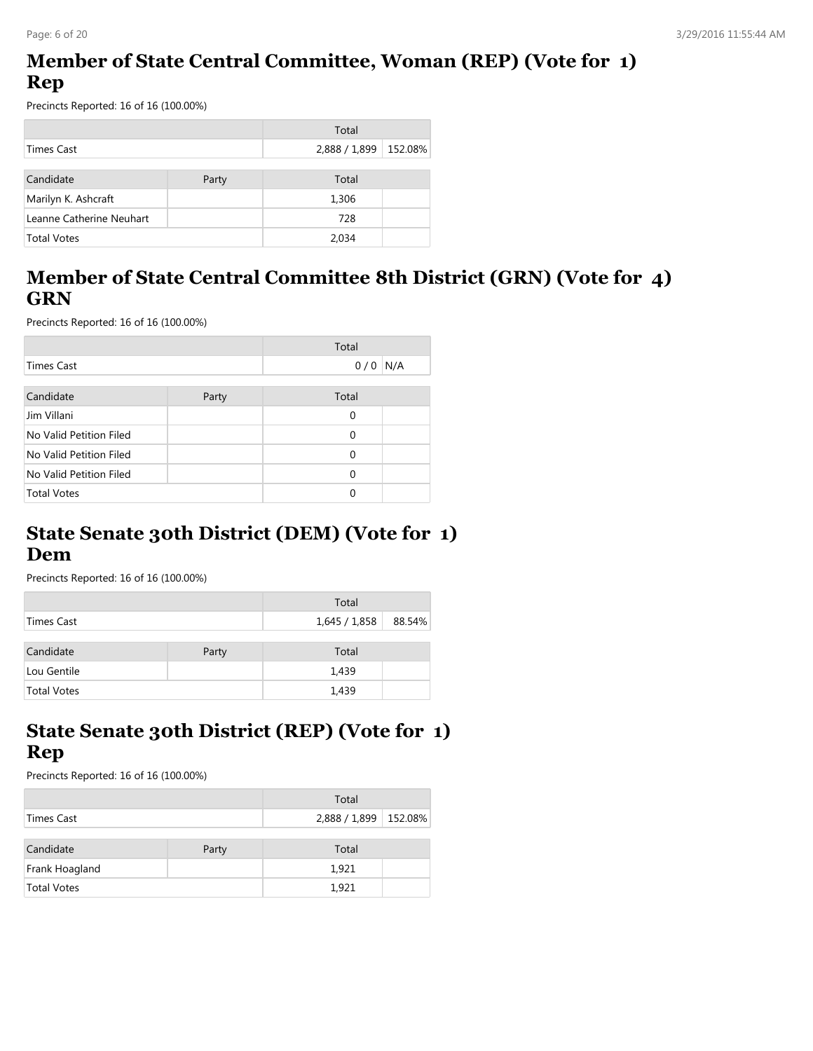## Member of State Central Committee, Woman (REP) (Vote for 1) Rep

Precincts Reported: 16 of 16 (100.00%)

| | | Total | |
|---|---|---|---|
| Times Cast | | 2,888 / 1,899 | 152.08% |

| Candidate | Party | Total | |
|---|---|---|---|
| Marilyn K. Ashcraft | | 1,306 | |
| Leanne Catherine Neuhart | | 728 | |
| Total Votes | | 2,034 | |

## Member of State Central Committee 8th District (GRN) (Vote for 4) GRN

Precincts Reported: 16 of 16 (100.00%)

| | | Total | |
|---|---|---|---|
| Times Cast | | 0 / 0 | N/A |

| Candidate | Party | Total | |
|---|---|---|---|
| Jim Villani | | 0 | |
| No Valid Petition Filed | | 0 | |
| No Valid Petition Filed | | 0 | |
| No Valid Petition Filed | | 0 | |
| Total Votes | | 0 | |

## State Senate 30th District (DEM) (Vote for 1) Dem

Precincts Reported: 16 of 16 (100.00%)

| | | Total | |
|---|---|---|---|
| Times Cast | | 1,645 / 1,858 | 88.54% |

| Candidate | Party | Total | |
|---|---|---|---|
| Lou Gentile | | 1,439 | |
| Total Votes | | 1,439 | |

## State Senate 30th District (REP) (Vote for 1) Rep

Precincts Reported: 16 of 16 (100.00%)

| | | Total | |
|---|---|---|---|
| Times Cast | | 2,888 / 1,899 | 152.08% |

| Candidate | Party | Total | |
|---|---|---|---|
| Frank Hoagland | | 1,921 | |
| Total Votes | | 1,921 | |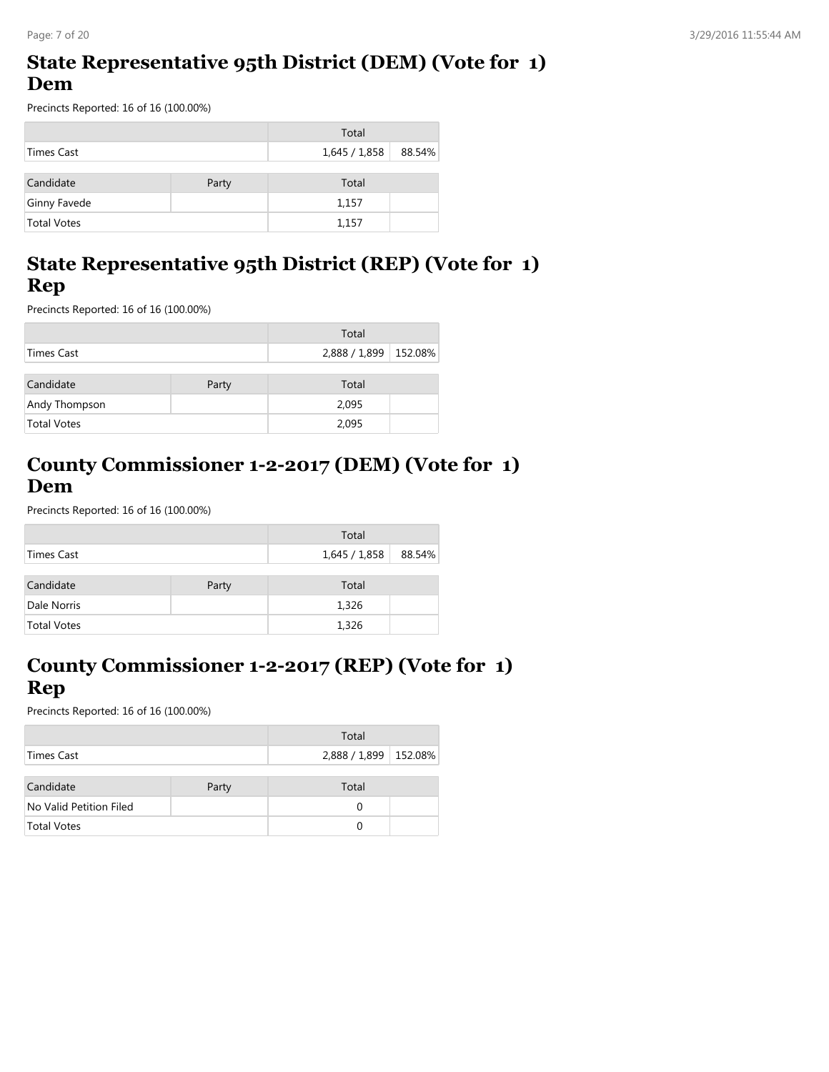## State Representative 95th District (DEM) (Vote for 1) Dem

Precincts Reported: 16 of 16 (100.00%)

| | Total | |
|---|---|---|
| Times Cast | 1,645 / 1,858 | 88.54% |

| Candidate | Party | Total | |
|---|---|---|---|
| Ginny Favede | | 1,157 | |
| Total Votes | | 1,157 | |

## State Representative 95th District (REP) (Vote for 1) Rep

Precincts Reported: 16 of 16 (100.00%)

| | Total | |
|---|---|---|
| Times Cast | 2,888 / 1,899 | 152.08% |

| Candidate | Party | Total | |
|---|---|---|---|
| Andy Thompson | | 2,095 | |
| Total Votes | | 2,095 | |

## County Commissioner 1-2-2017 (DEM) (Vote for 1) Dem

Precincts Reported: 16 of 16 (100.00%)

| | Total | |
|---|---|---|
| Times Cast | 1,645 / 1,858 | 88.54% |

| Candidate | Party | Total | |
|---|---|---|---|
| Dale Norris | | 1,326 | |
| Total Votes | | 1,326 | |

## County Commissioner 1-2-2017 (REP) (Vote for 1) Rep

Precincts Reported: 16 of 16 (100.00%)

| | Total | |
|---|---|---|
| Times Cast | 2,888 / 1,899 | 152.08% |

| Candidate | Party | Total | |
|---|---|---|---|
| No Valid Petition Filed | | 0 | |
| Total Votes | | 0 | |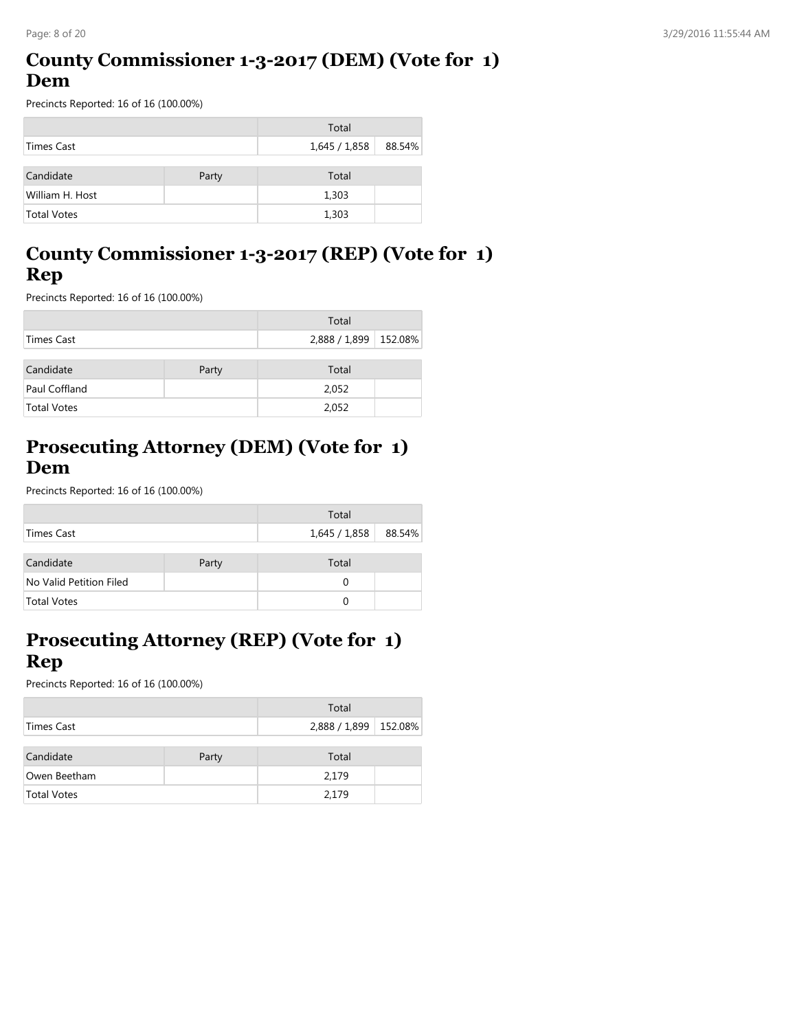## County Commissioner 1-3-2017 (DEM) (Vote for 1) Dem

Precincts Reported: 16 of 16 (100.00%)

| | Total | |
|---|---|---|
| Times Cast | 1,645 / 1,858 | 88.54% |

| Candidate | Party | Total | |
|---|---|---|---|
| William H. Host | | 1,303 | |
| Total Votes | | 1,303 | |

## County Commissioner 1-3-2017 (REP) (Vote for 1) Rep

Precincts Reported: 16 of 16 (100.00%)

| | Total | |
|---|---|---|
| Times Cast | 2,888 / 1,899 | 152.08% |

| Candidate | Party | Total | |
|---|---|---|---|
| Paul Coffland | | 2,052 | |
| Total Votes | | 2,052 | |

## Prosecuting Attorney (DEM) (Vote for 1) Dem

Precincts Reported: 16 of 16 (100.00%)

| | Total | |
|---|---|---|
| Times Cast | 1,645 / 1,858 | 88.54% |

| Candidate | Party | Total | |
|---|---|---|---|
| No Valid Petition Filed | | 0 | |
| Total Votes | | 0 | |

## Prosecuting Attorney (REP) (Vote for 1) Rep

Precincts Reported: 16 of 16 (100.00%)

| | Total | |
|---|---|---|
| Times Cast | 2,888 / 1,899 | 152.08% |

| Candidate | Party | Total | |
|---|---|---|---|
| Owen Beetham | | 2,179 | |
| Total Votes | | 2,179 | |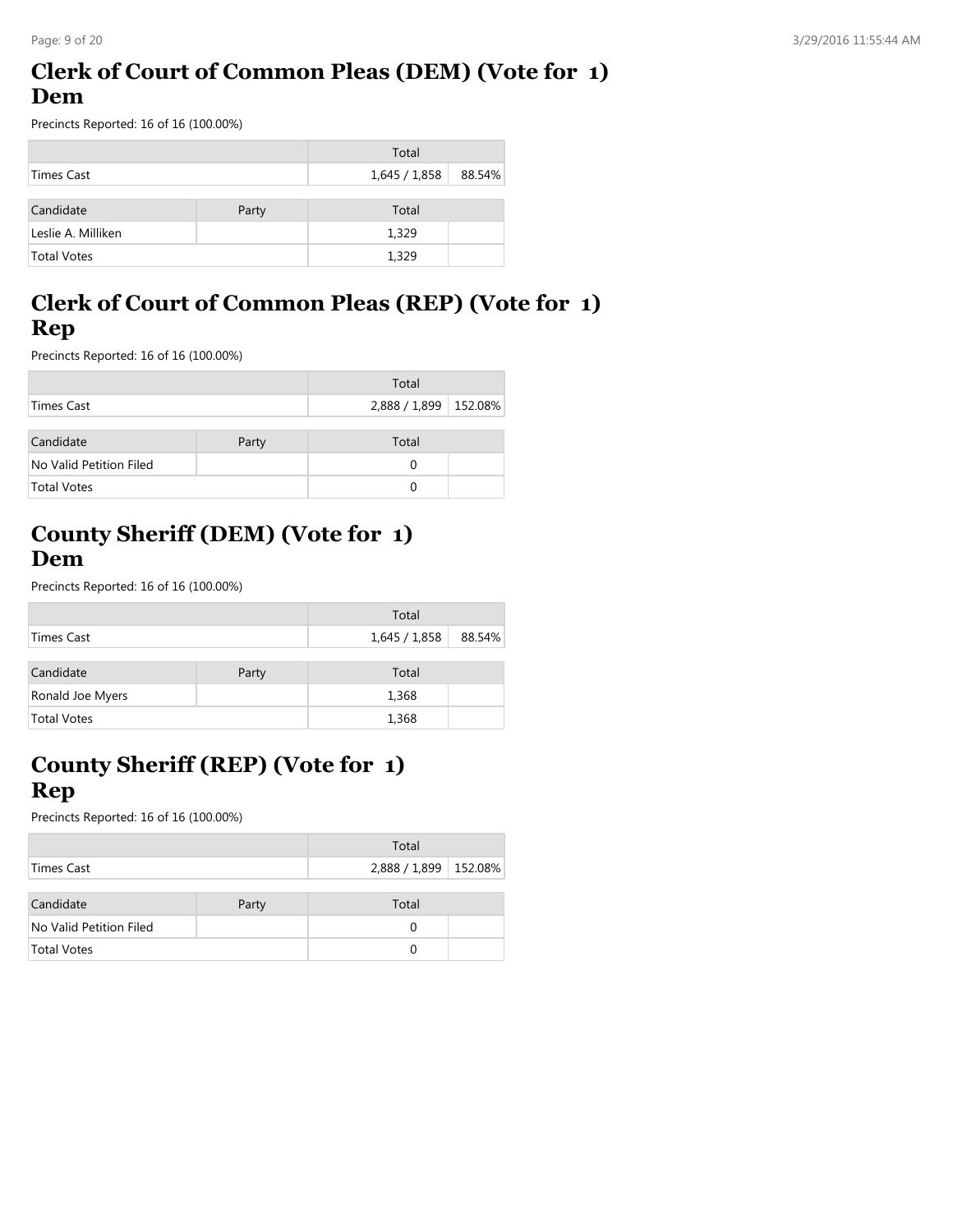## Clerk of Court of Common Pleas (DEM) (Vote for 1) Dem

Precincts Reported: 16 of 16 (100.00%)

| | Total | |
|---|---|---|
| Times Cast | 1,645 / 1,858 | 88.54% |

| Candidate | Party | Total | |
|---|---|---|---|
| Leslie A. Milliken | | 1,329 | |
| Total Votes | | 1,329 | |

## Clerk of Court of Common Pleas (REP) (Vote for 1) Rep

Precincts Reported: 16 of 16 (100.00%)

| | Total | |
|---|---|---|
| Times Cast | 2,888 / 1,899 | 152.08% |

| Candidate | Party | Total | |
|---|---|---|---|
| No Valid Petition Filed | | 0 | |
| Total Votes | | 0 | |

## County Sheriff (DEM) (Vote for 1) Dem

Precincts Reported: 16 of 16 (100.00%)

| | Total | |
|---|---|---|
| Times Cast | 1,645 / 1,858 | 88.54% |

| Candidate | Party | Total | |
|---|---|---|---|
| Ronald Joe Myers | | 1,368 | |
| Total Votes | | 1,368 | |

## County Sheriff (REP) (Vote for 1) Rep

Precincts Reported: 16 of 16 (100.00%)

| | Total | |
|---|---|---|
| Times Cast | 2,888 / 1,899 | 152.08% |

| Candidate | Party | Total | |
|---|---|---|---|
| No Valid Petition Filed | | 0 | |
| Total Votes | | 0 | |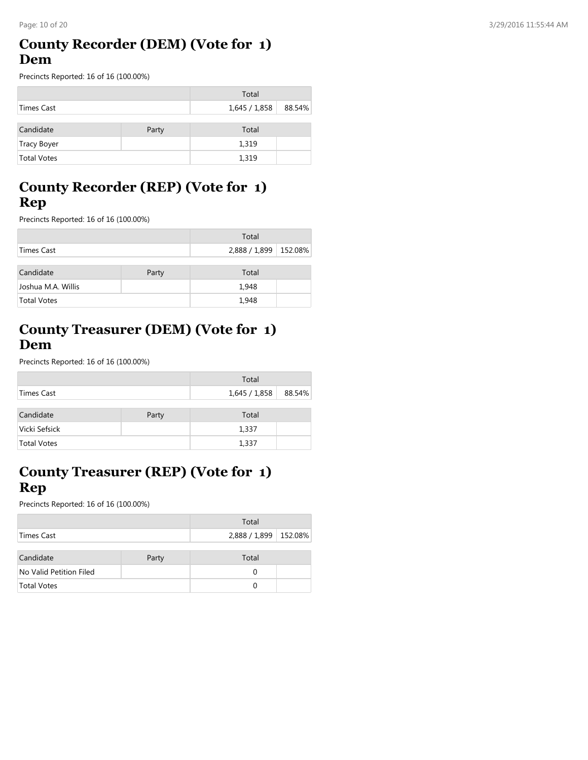## County Recorder (DEM) (Vote for 1) Dem

Precincts Reported: 16 of 16 (100.00%)

| | Total | |
|---|---|---|
| Times Cast | 1,645 / 1,858 | 88.54% |

| Candidate | Party | Total | |
|---|---|---|---|
| Tracy Boyer | | 1,319 | |
| Total Votes | | 1,319 | |

## County Recorder (REP) (Vote for 1) Rep

Precincts Reported: 16 of 16 (100.00%)

| | Total | |
|---|---|---|
| Times Cast | 2,888 / 1,899 | 152.08% |

| Candidate | Party | Total | |
|---|---|---|---|
| Joshua M.A. Willis | | 1,948 | |
| Total Votes | | 1,948 | |

## County Treasurer (DEM) (Vote for 1) Dem

Precincts Reported: 16 of 16 (100.00%)

| | Total | |
|---|---|---|
| Times Cast | 1,645 / 1,858 | 88.54% |

| Candidate | Party | Total | |
|---|---|---|---|
| Vicki Sefsick | | 1,337 | |
| Total Votes | | 1,337 | |

## County Treasurer (REP) (Vote for 1) Rep

Precincts Reported: 16 of 16 (100.00%)

| | Total | |
|---|---|---|
| Times Cast | 2,888 / 1,899 | 152.08% |

| Candidate | Party | Total | |
|---|---|---|---|
| No Valid Petition Filed | | 0 | |
| Total Votes | | 0 | |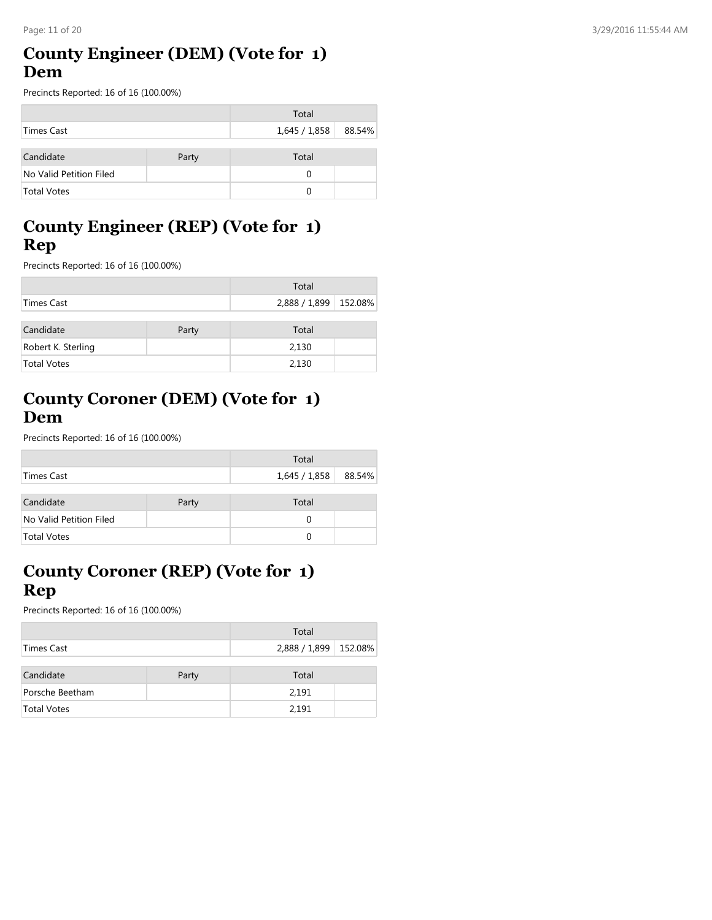## County Engineer (DEM) (Vote for 1) Dem

Precincts Reported: 16 of 16 (100.00%)

| | Total | |
|---|---|---|
| Times Cast | 1,645 / 1,858 | 88.54% |

| Candidate | Party | Total | |
|---|---|---|---|
| No Valid Petition Filed | | 0 | |
| Total Votes | | 0 | |

## County Engineer (REP) (Vote for 1) Rep

Precincts Reported: 16 of 16 (100.00%)

| | Total | |
|---|---|---|
| Times Cast | 2,888 / 1,899 | 152.08% |

| Candidate | Party | Total | |
|---|---|---|---|
| Robert K. Sterling | | 2,130 | |
| Total Votes | | 2,130 | |

## County Coroner (DEM) (Vote for 1) Dem

Precincts Reported: 16 of 16 (100.00%)

| | Total | |
|---|---|---|
| Times Cast | 1,645 / 1,858 | 88.54% |

| Candidate | Party | Total | |
|---|---|---|---|
| No Valid Petition Filed | | 0 | |
| Total Votes | | 0 | |

## County Coroner (REP) (Vote for 1) Rep

Precincts Reported: 16 of 16 (100.00%)

| | Total | |
|---|---|---|
| Times Cast | 2,888 / 1,899 | 152.08% |

| Candidate | Party | Total | |
|---|---|---|---|
| Porsche Beetham | | 2,191 | |
| Total Votes | | 2,191 | |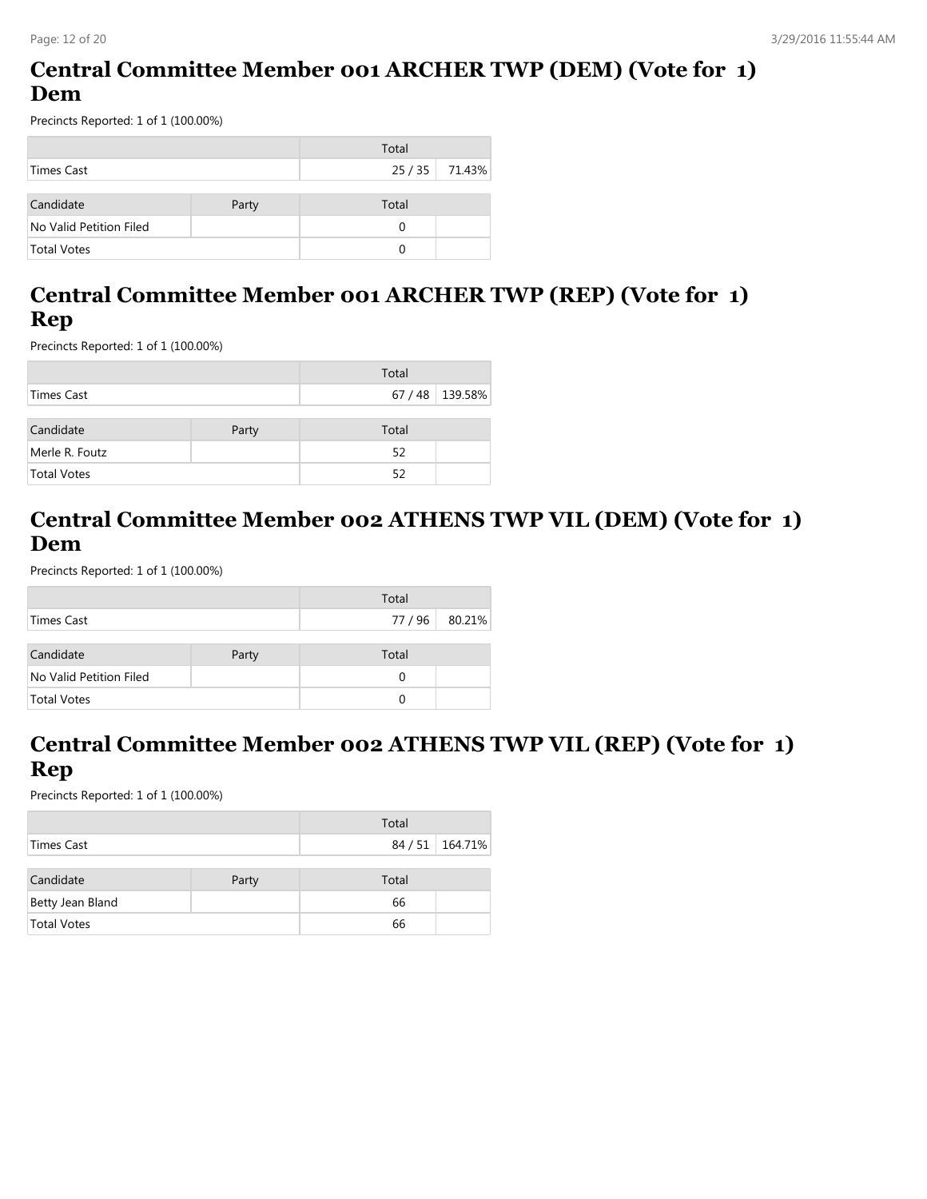## Central Committee Member 001 ARCHER TWP (DEM) (Vote for 1) Dem

Precincts Reported: 1 of 1 (100.00%)

| | Total | |
|---|---|---|
| Times Cast | 25 / 35 | 71.43% |

| Candidate | Party | Total | |
|---|---|---|---|
| No Valid Petition Filed | | 0 | |
| Total Votes | | 0 | |

## Central Committee Member 001 ARCHER TWP (REP) (Vote for 1) Rep

Precincts Reported: 1 of 1 (100.00%)

| | Total | |
|---|---|---|
| Times Cast | 67 / 48 | 139.58% |

| Candidate | Party | Total | |
|---|---|---|---|
| Merle R. Foutz | | 52 | |
| Total Votes | | 52 | |

## Central Committee Member 002 ATHENS TWP VIL (DEM) (Vote for 1) Dem

Precincts Reported: 1 of 1 (100.00%)

| | Total | |
|---|---|---|
| Times Cast | 77 / 96 | 80.21% |

| Candidate | Party | Total | |
|---|---|---|---|
| No Valid Petition Filed | | 0 | |
| Total Votes | | 0 | |

## Central Committee Member 002 ATHENS TWP VIL (REP) (Vote for 1) Rep

Precincts Reported: 1 of 1 (100.00%)

| | Total | |
|---|---|---|
| Times Cast | 84 / 51 | 164.71% |

| Candidate | Party | Total | |
|---|---|---|---|
| Betty Jean Bland | | 66 | |
| Total Votes | | 66 | |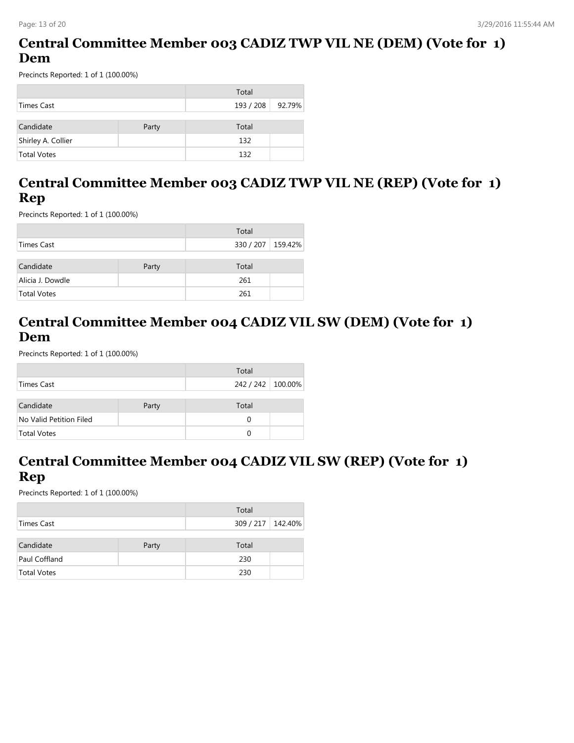## Central Committee Member 003 CADIZ TWP VIL NE (DEM) (Vote for 1) Dem

Precincts Reported: 1 of 1 (100.00%)

| | Total | |
|---|---|---|
| Times Cast | 193 / 208 | 92.79% |

| Candidate | Party | Total | |
|---|---|---|---|
| Shirley A. Collier | | 132 | |
| Total Votes | | 132 | |

## Central Committee Member 003 CADIZ TWP VIL NE (REP) (Vote for 1) Rep

Precincts Reported: 1 of 1 (100.00%)

| | Total | |
|---|---|---|
| Times Cast | 330 / 207 | 159.42% |

| Candidate | Party | Total | |
|---|---|---|---|
| Alicia J. Dowdle | | 261 | |
| Total Votes | | 261 | |

## Central Committee Member 004 CADIZ VIL SW (DEM) (Vote for 1) Dem

Precincts Reported: 1 of 1 (100.00%)

| | Total | |
|---|---|---|
| Times Cast | 242 / 242 | 100.00% |

| Candidate | Party | Total | |
|---|---|---|---|
| No Valid Petition Filed | | 0 | |
| Total Votes | | 0 | |

## Central Committee Member 004 CADIZ VIL SW (REP) (Vote for 1) Rep

Precincts Reported: 1 of 1 (100.00%)

| | Total | |
|---|---|---|
| Times Cast | 309 / 217 | 142.40% |

| Candidate | Party | Total | |
|---|---|---|---|
| Paul Coffland | | 230 | |
| Total Votes | | 230 | |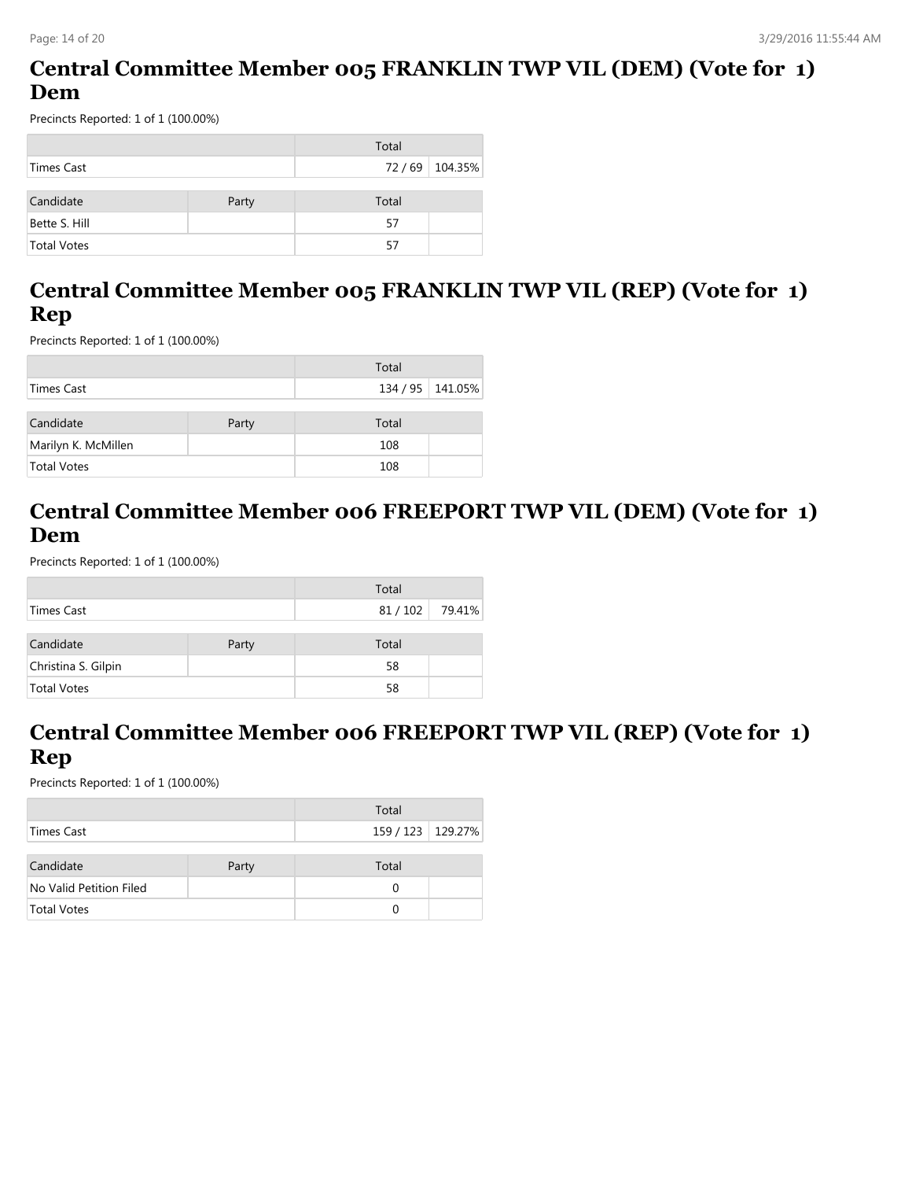## Central Committee Member 005 FRANKLIN TWP VIL (DEM) (Vote for 1) Dem

Precincts Reported: 1 of 1 (100.00%)

| | | Total | |
|---|---|---|---|
| Times Cast | | 72 / 69 | 104.35% |

| Candidate | Party | Total | |
|---|---|---|---|
| Bette S. Hill | | 57 | |
| Total Votes | | 57 | |

## Central Committee Member 005 FRANKLIN TWP VIL (REP) (Vote for 1) Rep

Precincts Reported: 1 of 1 (100.00%)

| | | Total | |
|---|---|---|---|
| Times Cast | | 134 / 95 | 141.05% |

| Candidate | Party | Total | |
|---|---|---|---|
| Marilyn K. McMillen | | 108 | |
| Total Votes | | 108 | |

## Central Committee Member 006 FREEPORT TWP VIL (DEM) (Vote for 1) Dem

Precincts Reported: 1 of 1 (100.00%)

| | | Total | |
|---|---|---|---|
| Times Cast | | 81 / 102 | 79.41% |

| Candidate | Party | Total | |
|---|---|---|---|
| Christina S. Gilpin | | 58 | |
| Total Votes | | 58 | |

## Central Committee Member 006 FREEPORT TWP VIL (REP) (Vote for 1) Rep

Precincts Reported: 1 of 1 (100.00%)

| | | Total | |
|---|---|---|---|
| Times Cast | | 159 / 123 | 129.27% |

| Candidate | Party | Total | |
|---|---|---|---|
| No Valid Petition Filed | | 0 | |
| Total Votes | | 0 | |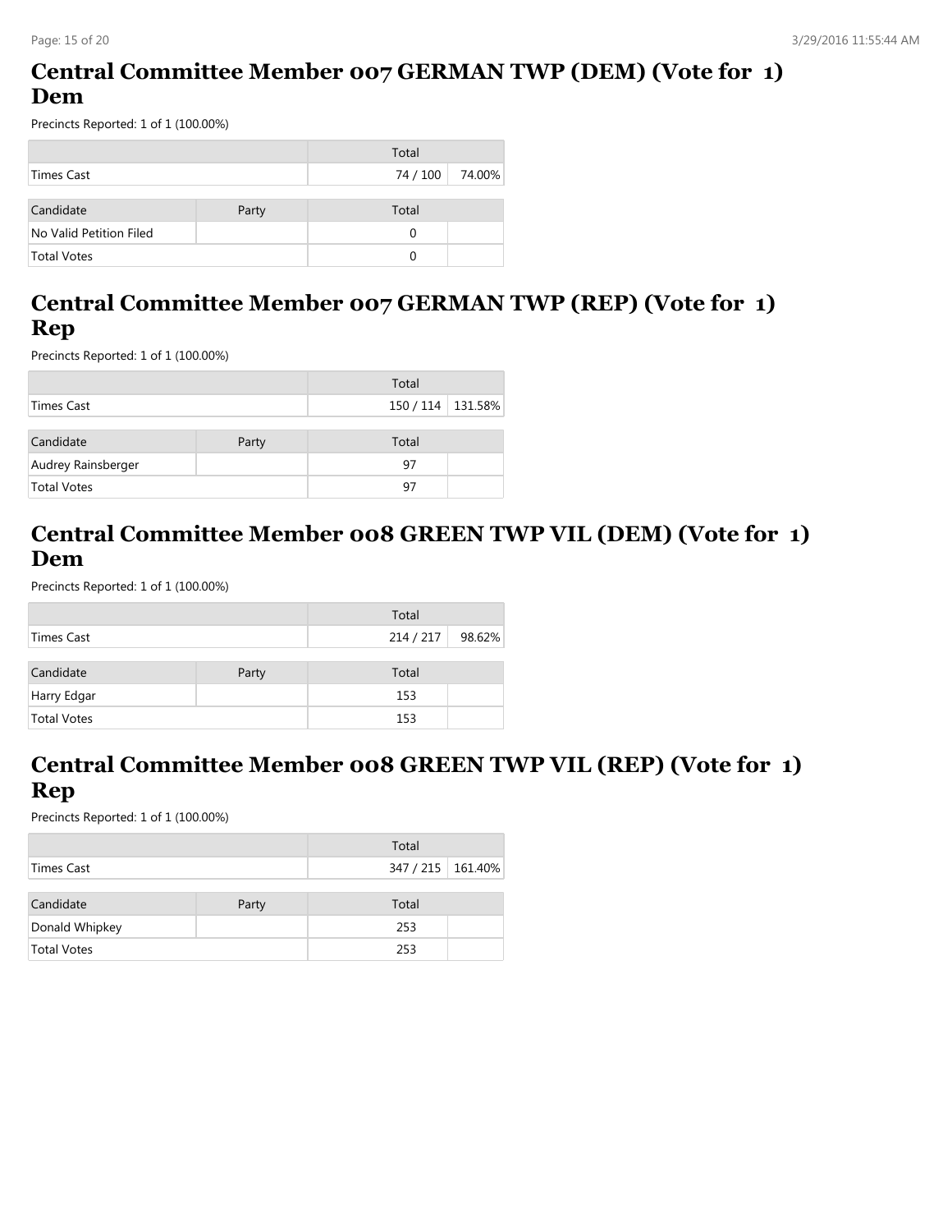## Central Committee Member 007 GERMAN TWP (DEM) (Vote for 1) Dem

Precincts Reported: 1 of 1 (100.00%)

| | Total | |
|---|---|---|
| Times Cast | 74 / 100 | 74.00% |

| Candidate | Party | Total | |
|---|---|---|---|
| No Valid Petition Filed | | 0 | |
| Total Votes | | 0 | |

## Central Committee Member 007 GERMAN TWP (REP) (Vote for 1) Rep

Precincts Reported: 1 of 1 (100.00%)

| | Total | |
|---|---|---|
| Times Cast | 150 / 114 | 131.58% |

| Candidate | Party | Total | |
|---|---|---|---|
| Audrey Rainsberger | | 97 | |
| Total Votes | | 97 | |

## Central Committee Member 008 GREEN TWP VIL (DEM) (Vote for 1) Dem

Precincts Reported: 1 of 1 (100.00%)

| | Total | |
|---|---|---|
| Times Cast | 214 / 217 | 98.62% |

| Candidate | Party | Total | |
|---|---|---|---|
| Harry Edgar | | 153 | |
| Total Votes | | 153 | |

## Central Committee Member 008 GREEN TWP VIL (REP) (Vote for 1) Rep

Precincts Reported: 1 of 1 (100.00%)

| | Total | |
|---|---|---|
| Times Cast | 347 / 215 | 161.40% |

| Candidate | Party | Total | |
|---|---|---|---|
| Donald Whipkey | | 253 | |
| Total Votes | | 253 | |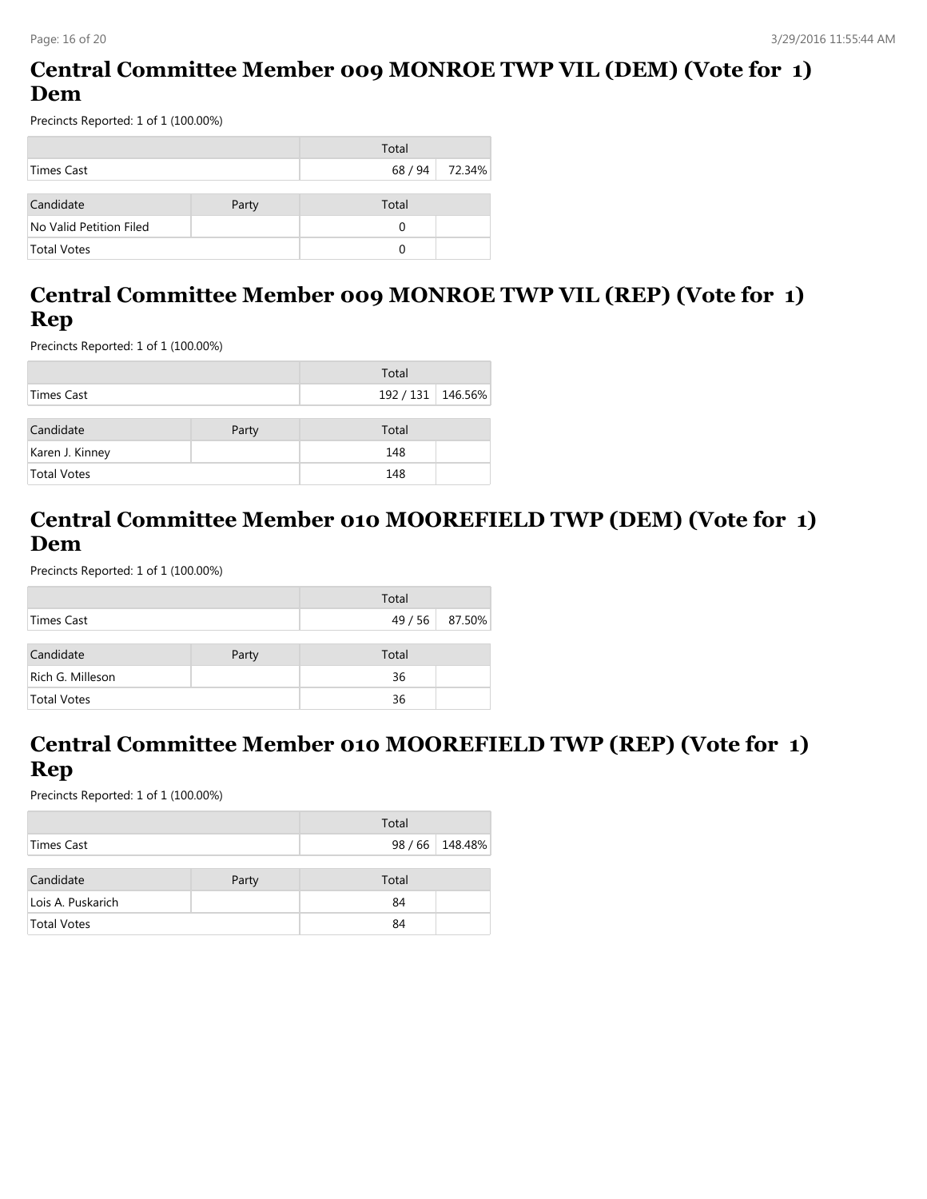## Central Committee Member 009 MONROE TWP VIL (DEM) (Vote for 1) Dem

Precincts Reported: 1 of 1 (100.00%)

| | Total | |
|---|---|---|
| Times Cast | 68 / 94 | 72.34% |

| Candidate | Party | Total | |
|---|---|---|---|
| No Valid Petition Filed | | 0 | |
| Total Votes | | 0 | |

## Central Committee Member 009 MONROE TWP VIL (REP) (Vote for 1) Rep

Precincts Reported: 1 of 1 (100.00%)

| | Total | |
|---|---|---|
| Times Cast | 192 / 131 | 146.56% |

| Candidate | Party | Total | |
|---|---|---|---|
| Karen J. Kinney | | 148 | |
| Total Votes | | 148 | |

## Central Committee Member 010 MOOREFIELD TWP (DEM) (Vote for 1) Dem

Precincts Reported: 1 of 1 (100.00%)

| | Total | |
|---|---|---|
| Times Cast | 49 / 56 | 87.50% |

| Candidate | Party | Total | |
|---|---|---|---|
| Rich G. Milleson | | 36 | |
| Total Votes | | 36 | |

## Central Committee Member 010 MOOREFIELD TWP (REP) (Vote for 1) Rep

Precincts Reported: 1 of 1 (100.00%)

| | Total | |
|---|---|---|
| Times Cast | 98 / 66 | 148.48% |

| Candidate | Party | Total | |
|---|---|---|---|
| Lois A. Puskarich | | 84 | |
| Total Votes | | 84 | |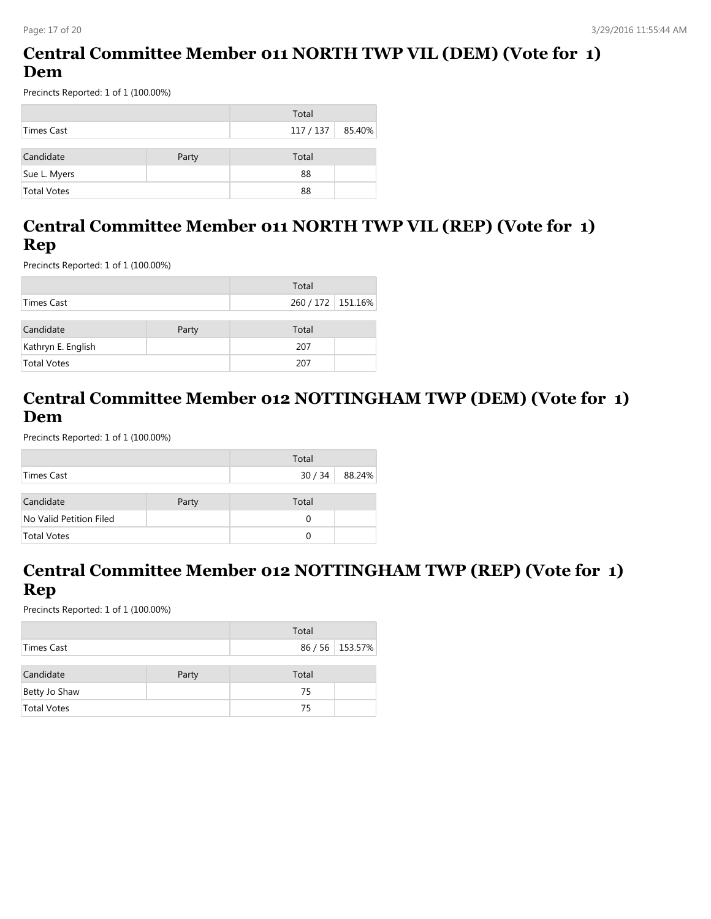## Central Committee Member 011 NORTH TWP VIL (DEM) (Vote for 1) Dem

Precincts Reported: 1 of 1 (100.00%)

| | Total | |
|---|---|---|
| Times Cast | 117 / 137 | 85.40% |

| Candidate | Party | Total | |
|---|---|---|---|
| Sue L. Myers | | 88 | |
| Total Votes | | 88 | |

## Central Committee Member 011 NORTH TWP VIL (REP) (Vote for 1) Rep

Precincts Reported: 1 of 1 (100.00%)

| | Total | |
|---|---|---|
| Times Cast | 260 / 172 | 151.16% |

| Candidate | Party | Total | |
|---|---|---|---|
| Kathryn E. English | | 207 | |
| Total Votes | | 207 | |

## Central Committee Member 012 NOTTINGHAM TWP (DEM) (Vote for 1) Dem

Precincts Reported: 1 of 1 (100.00%)

| | Total | |
|---|---|---|
| Times Cast | 30 / 34 | 88.24% |

| Candidate | Party | Total | |
|---|---|---|---|
| No Valid Petition Filed | | 0 | |
| Total Votes | | 0 | |

## Central Committee Member 012 NOTTINGHAM TWP (REP) (Vote for 1) Rep

Precincts Reported: 1 of 1 (100.00%)

| | Total | |
|---|---|---|
| Times Cast | 86 / 56 | 153.57% |

| Candidate | Party | Total | |
|---|---|---|---|
| Betty Jo Shaw | | 75 | |
| Total Votes | | 75 | |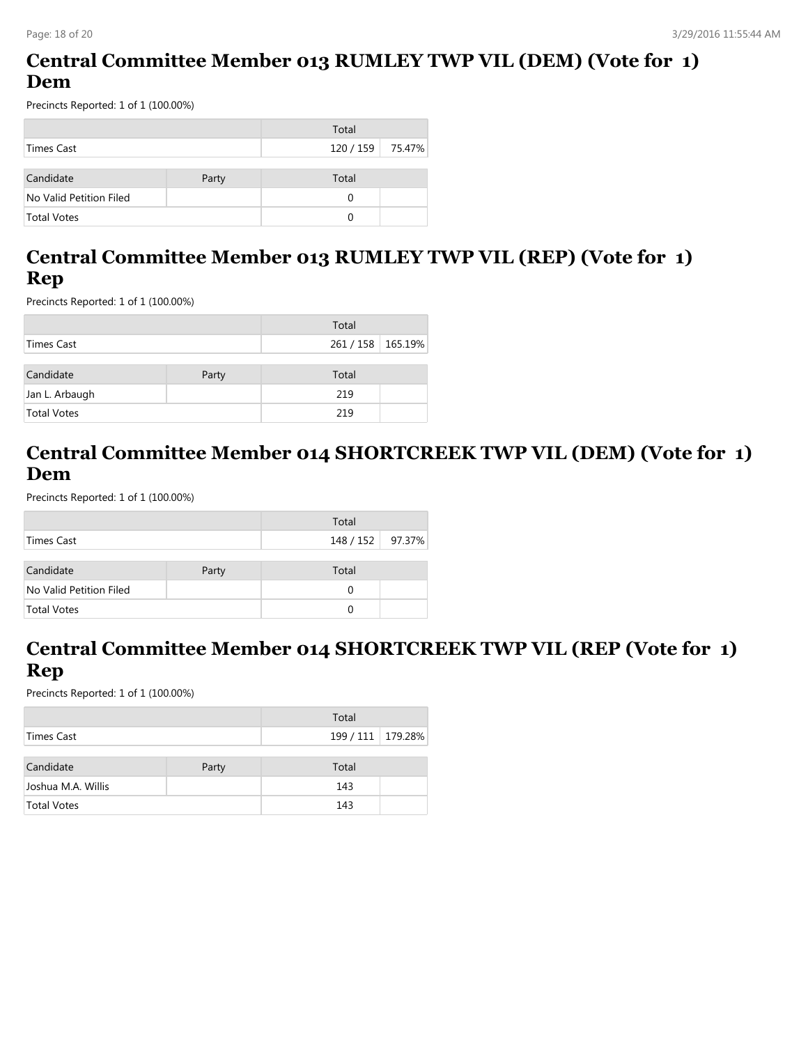## Central Committee Member 013 RUMLEY TWP VIL (DEM) (Vote for 1) Dem

Precincts Reported: 1 of 1 (100.00%)

| | Total | |
|---|---|---|
| Times Cast | 120 / 159 | 75.47% |

| Candidate | Party | Total | |
|---|---|---|---|
| No Valid Petition Filed | | 0 | |
| Total Votes | | 0 | |

## Central Committee Member 013 RUMLEY TWP VIL (REP) (Vote for 1) Rep

Precincts Reported: 1 of 1 (100.00%)

| | Total | |
|---|---|---|
| Times Cast | 261 / 158 | 165.19% |

| Candidate | Party | Total | |
|---|---|---|---|
| Jan L. Arbaugh | | 219 | |
| Total Votes | | 219 | |

## Central Committee Member 014 SHORTCREEK TWP VIL (DEM) (Vote for 1) Dem

Precincts Reported: 1 of 1 (100.00%)

| | Total | |
|---|---|---|
| Times Cast | 148 / 152 | 97.37% |

| Candidate | Party | Total | |
|---|---|---|---|
| No Valid Petition Filed | | 0 | |
| Total Votes | | 0 | |

## Central Committee Member 014 SHORTCREEK TWP VIL (REP (Vote for 1) Rep

Precincts Reported: 1 of 1 (100.00%)

| | Total | |
|---|---|---|
| Times Cast | 199 / 111 | 179.28% |

| Candidate | Party | Total | |
|---|---|---|---|
| Joshua M.A. Willis | | 143 | |
| Total Votes | | 143 | |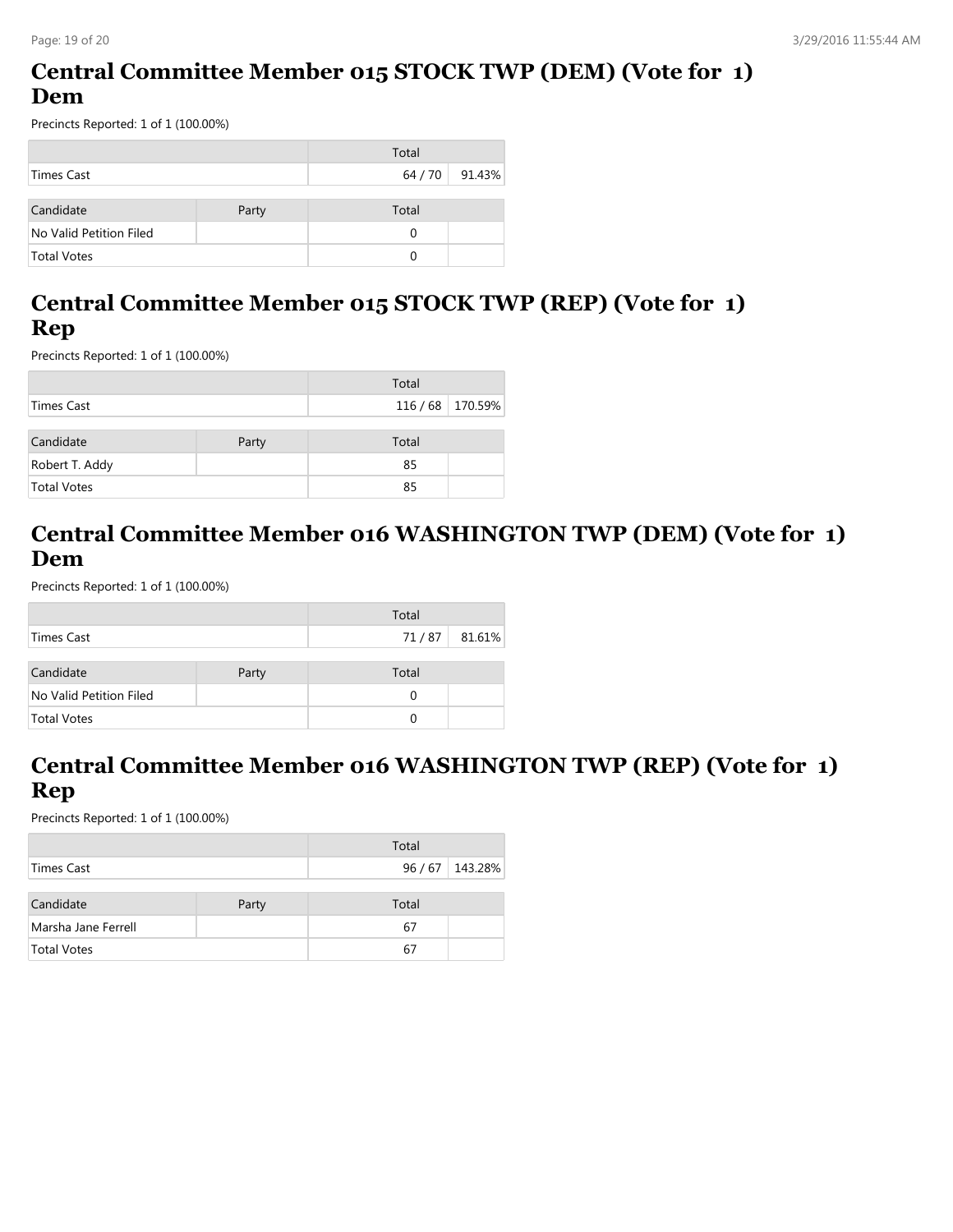# Central Committee Member 015 STOCK TWP (DEM) (Vote for 1) Dem

Precincts Reported: 1 of 1 (100.00%)

| | Total | |
|---|---|---|
| Times Cast | 64 / 70 | 91.43% |

| Candidate | Party | Total | |
|---|---|---|---|
| No Valid Petition Filed | | 0 | |
| Total Votes | | 0 | |

# Central Committee Member 015 STOCK TWP (REP) (Vote for 1) Rep

Precincts Reported: 1 of 1 (100.00%)

| | Total | |
|---|---|---|
| Times Cast | 116 / 68 | 170.59% |

| Candidate | Party | Total | |
|---|---|---|---|
| Robert T. Addy | | 85 | |
| Total Votes | | 85 | |

# Central Committee Member 016 WASHINGTON TWP (DEM) (Vote for 1) Dem

Precincts Reported: 1 of 1 (100.00%)

| | Total | |
|---|---|---|
| Times Cast | 71 / 87 | 81.61% |

| Candidate | Party | Total | |
|---|---|---|---|
| No Valid Petition Filed | | 0 | |
| Total Votes | | 0 | |

# Central Committee Member 016 WASHINGTON TWP (REP) (Vote for 1) Rep

Precincts Reported: 1 of 1 (100.00%)

| | Total | |
|---|---|---|
| Times Cast | 96 / 67 | 143.28% |

| Candidate | Party | Total | |
|---|---|---|---|
| Marsha Jane Ferrell | | 67 | |
| Total Votes | | 67 | |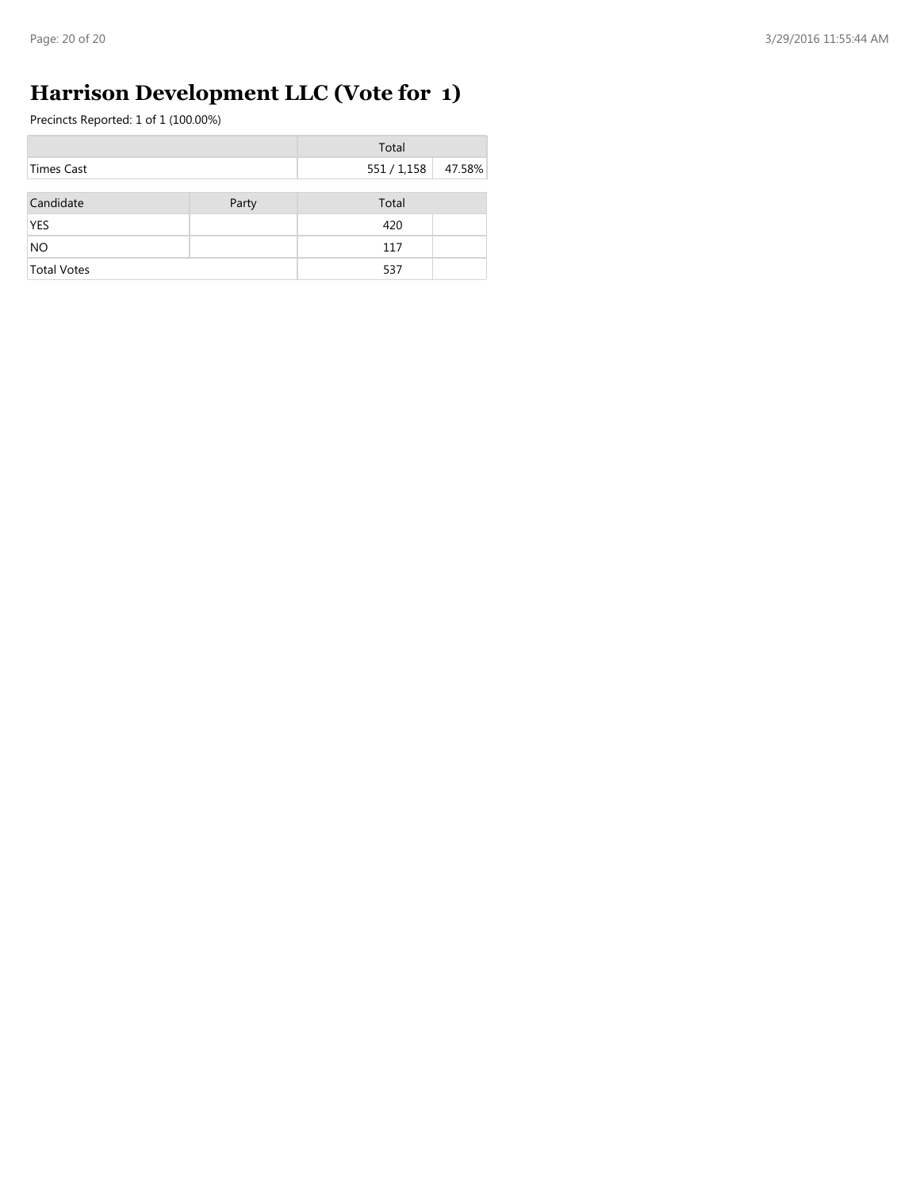# Harrison Development LLC (Vote for 1)

Precincts Reported: 1 of 1 (100.00%)

| | Total | |
|---|---|---|
| Times Cast | 551 / 1,158 | 47.58% |

| Candidate | Party | Total | |
|---|---|---|---|
| YES | | 420 | |
| NO | | 117 | |
| Total Votes | | 537 | |